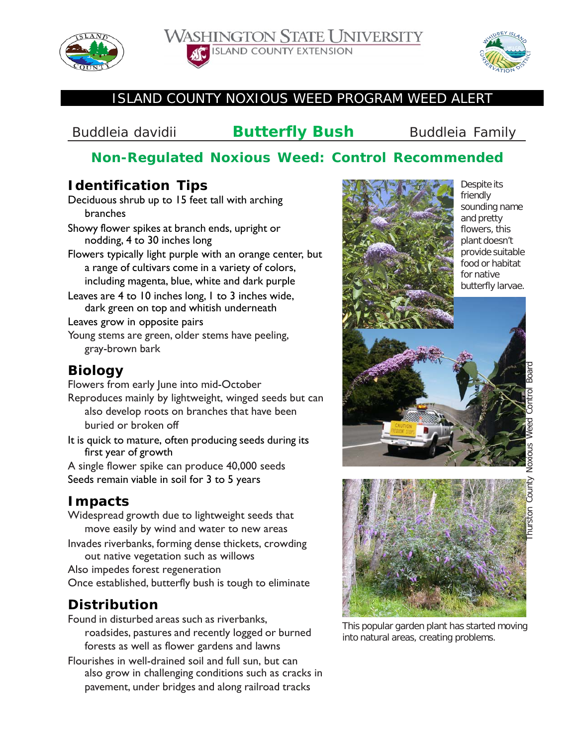WASHINGTON STATE UNIVERSITY
ISLAND COUNTY EXTENSION

# ISLAND COUNTY NOXIOUS WEED PROGRAM WEED ALERT

Buddleia davidii **Butterfly Bush** Buddleia Family

## Non-Regulated Noxious Weed: Control Recommended

## Identification Tips

Deciduous shrub up to 15 feet tall with arching branches

Showy flower spikes at branch ends, upright or nodding, 4 to 30 inches long

Flowers typically light purple with an orange center, but a range of cultivars come in a variety of colors, including magenta, blue, white and dark purple

Leaves are 4 to 10 inches long, 1 to 3 inches wide, dark green on top and whitish underneath

Leaves grow in opposite pairs

Young stems are green, older stems have peeling, gray-brown bark

## Biology

Flowers from early June into mid-October

Reproduces mainly by lightweight, winged seeds but can also develop roots on branches that have been buried or broken off

It is quick to mature, often producing seeds during its first year of growth

A single flower spike can produce 40,000 seeds

Seeds remain viable in soil for 3 to 5 years

## Impacts

Widespread growth due to lightweight seeds that move easily by wind and water to new areas

Invades riverbanks, forming dense thickets, crowding out native vegetation such as willows

Also impedes forest regeneration

Once established, butterfly bush is tough to eliminate

## Distribution

Found in disturbed areas such as riverbanks, roadsides, pastures and recently logged or burned forests as well as flower gardens and lawns

Flourishes in well-drained soil and full sun, but can also grow in challenging conditions such as cracks in pavement, under bridges and along railroad tracks

Despite its friendly sounding name and pretty flowers, this plant doesn't provide suitable food or habitat for native butterfly larvae.

Thurston County Noxious Weed Control Board

This popular garden plant has started moving into natural areas, creating problems.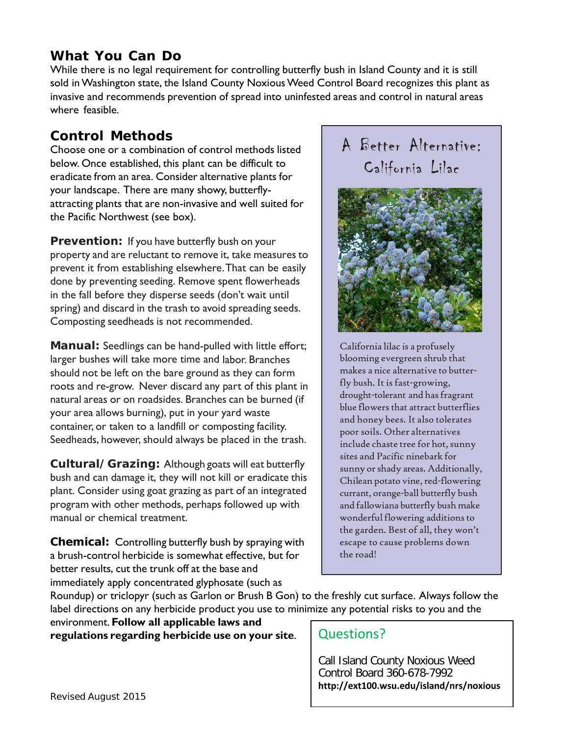## What You Can Do

While there is no legal requirement for controlling butterfly bush in Island County and it is still sold in Washington state, the Island County Noxious Weed Control Board recognizes this plant as invasive and recommends prevention of spread into uninfested areas and control in natural areas where feasible.

## Control Methods

Choose one or a combination of control methods listed below. Once established, this plant can be difficult to eradicate from an area. Consider alternative plants for your landscape. There are many showy, butterfly-attracting plants that are non-invasive and well suited for the Pacific Northwest (see box).

**Prevention:** If you have butterfly bush on your property and are reluctant to remove it, take measures to prevent it from establishing elsewhere. That can be easily done by preventing seeding. Remove spent flowerheads in the fall before they disperse seeds (don't wait until spring) and discard in the trash to avoid spreading seeds. Composting seedheads is not recommended.

**Manual:** Seedlings can be hand-pulled with little effort; larger bushes will take more time and labor. Branches should not be left on the bare ground as they can form roots and re-grow. Never discard any part of this plant in natural areas or on roadsides. Branches can be burned (if your area allows burning), put in your yard waste container, or taken to a landfill or composting facility. Seedheads, however, should always be placed in the trash.

**Cultural/ Grazing:** Although goats will eat butterfly bush and can damage it, they will not kill or eradicate this plant. Consider using goat grazing as part of an integrated program with other methods, perhaps followed up with manual or chemical treatment.

**Chemical:** Controlling butterfly bush by spraying with a brush-control herbicide is somewhat effective, but for better results, cut the trunk off at the base and immediately apply concentrated glyphosate (such as Roundup) or triclopyr (such as Garlon or Brush B Gon) to the freshly cut surface. Always follow the label directions on any herbicide product you use to minimize any potential risks to you and the environment. **Follow all applicable laws and regulations regarding herbicide use on your site**.

### A Better Alternative: California Lilac

California lilac is a profusely blooming evergreen shrub that makes a nice alternative to butterfly bush. It is fast-growing, drought-tolerant and has fragrant blue flowers that attract butterflies and honey bees. It also tolerates poor soils. Other alternatives include chaste tree for hot, sunny sites and Pacific ninebark for sunny or shady areas. Additionally, Chilean potato vine, red-flowering currant, orange-ball butterfly bush and fallowiana butterfly bush make wonderful flowering additions to the garden. Best of all, they won't escape to cause problems down the road!

### Questions?

Call Island County Noxious Weed Control Board 360-678-7992
**http://ext100.wsu.edu/island/nrs/noxious**

Revised August 2015